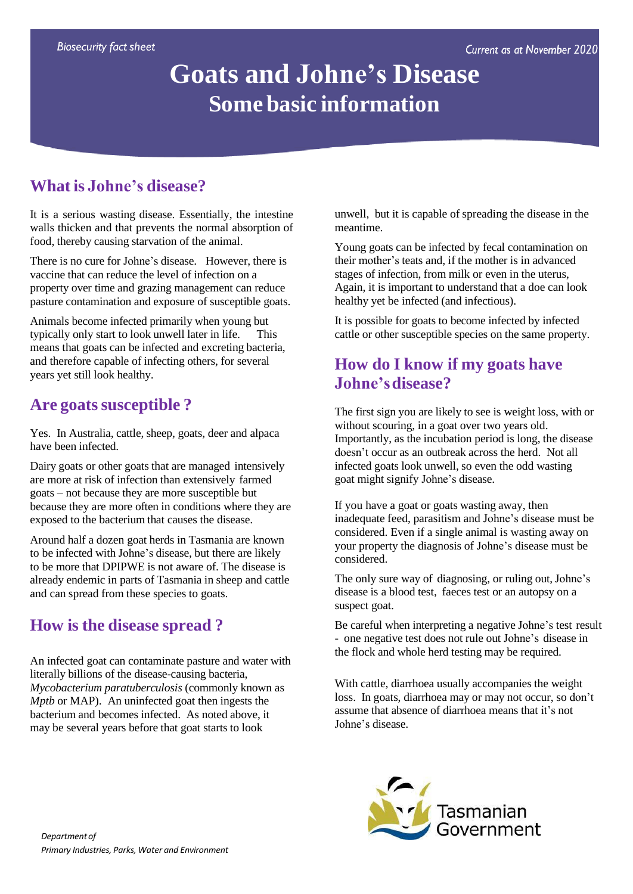Biosecurity fact sheet

Current as at November 2020

# Goats and Johne's Disease

## Some basic information

## What is Johne's disease?

It is a serious wasting disease. Essentially, the intestine walls thicken and that prevents the normal absorption of food, thereby causing starvation of the animal.

There is no cure for Johne's disease. However, there is vaccine that can reduce the level of infection on a property over time and grazing management can reduce pasture contamination and exposure of susceptible goats.

Animals become infected primarily when young but typically only start to look unwell later in life. This means that goats can be infected and excreting bacteria, and therefore capable of infecting others, for several years yet still look healthy.

## Are goats susceptible ?

Yes. In Australia, cattle, sheep, goats, deer and alpaca have been infected.

Dairy goats or other goats that are managed intensively are more at risk of infection than extensively farmed goats – not because they are more susceptible but because they are more often in conditions where they are exposed to the bacterium that causes the disease.

Around half a dozen goat herds in Tasmania are known to be infected with Johne's disease, but there are likely to be more that DPIPWE is not aware of. The disease is already endemic in parts of Tasmania in sheep and cattle and can spread from these species to goats.

## How is the disease spread ?

An infected goat can contaminate pasture and water with literally billions of the disease-causing bacteria, *Mycobacterium paratuberculosis* (commonly known as *Mptb* or MAP). An uninfected goat then ingests the bacterium and becomes infected. As noted above, it may be several years before that goat starts to look unwell, but it is capable of spreading the disease in the meantime.

Young goats can be infected by fecal contamination on their mother's teats and, if the mother is in advanced stages of infection, from milk or even in the uterus, Again, it is important to understand that a doe can look healthy yet be infected (and infectious).

It is possible for goats to become infected by infected cattle or other susceptible species on the same property.

## How do I know if my goats have Johne's disease?

The first sign you are likely to see is weight loss, with or without scouring, in a goat over two years old. Importantly, as the incubation period is long, the disease doesn't occur as an outbreak across the herd. Not all infected goats look unwell, so even the odd wasting goat might signify Johne's disease.

If you have a goat or goats wasting away, then inadequate feed, parasitism and Johne's disease must be considered. Even if a single animal is wasting away on your property the diagnosis of Johne's disease must be considered.

The only sure way of diagnosing, or ruling out, Johne's disease is a blood test, faeces test or an autopsy on a suspect goat.

Be careful when interpreting a negative Johne's test result - one negative test does not rule out Johne's disease in the flock and whole herd testing may be required.

With cattle, diarrhoea usually accompanies the weight loss. In goats, diarrhoea may or may not occur, so don't assume that absence of diarrhoea means that it's not Johne's disease.

Tasmanian Government

*Department of Primary Industries, Parks, Water and Environment*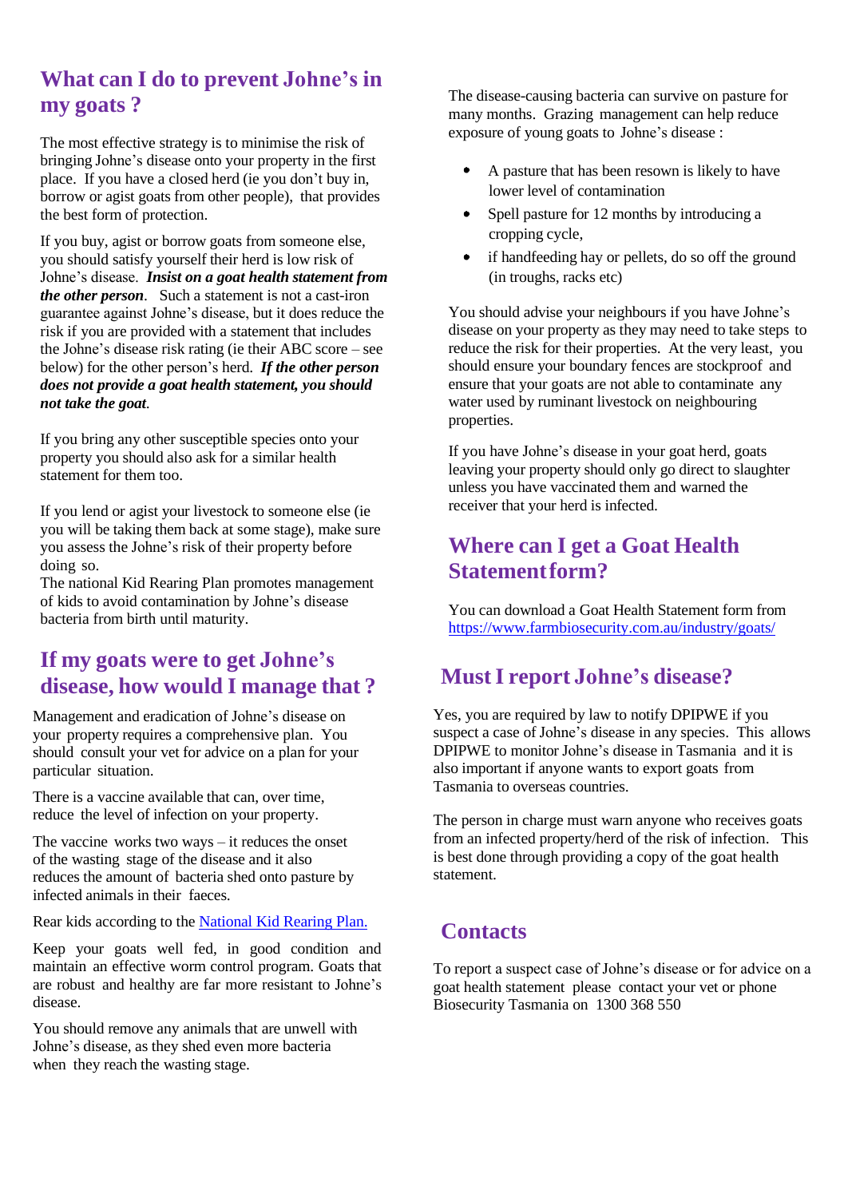## What can I do to prevent Johne's in my goats ?

The most effective strategy is to minimise the risk of bringing Johne's disease onto your property in the first place. If you have a closed herd (ie you don't buy in, borrow or agist goats from other people), that provides the best form of protection.

If you buy, agist or borrow goats from someone else, you should satisfy yourself their herd is low risk of Johne's disease. ***Insist on a goat health statement from the other person***. Such a statement is not a cast-iron guarantee against Johne's disease, but it does reduce the risk if you are provided with a statement that includes the Johne's disease risk rating (ie their ABC score – see below) for the other person's herd. ***If the other person does not provide a goat health statement, you should not take the goat.***

If you bring any other susceptible species onto your property you should also ask for a similar health statement for them too.

If you lend or agist your livestock to someone else (ie you will be taking them back at some stage), make sure you assess the Johne's risk of their property before doing so.
The national Kid Rearing Plan promotes management of kids to avoid contamination by Johne's disease bacteria from birth until maturity.

## If my goats were to get Johne's disease, how would I manage that ?

Management and eradication of Johne's disease on your property requires a comprehensive plan. You should consult your vet for advice on a plan for your particular situation.

There is a vaccine available that can, over time, reduce the level of infection on your property.

The vaccine works two ways – it reduces the onset of the wasting stage of the disease and it also reduces the amount of bacteria shed onto pasture by infected animals in their faeces.

Rear kids according to the National Kid Rearing Plan.

Keep your goats well fed, in good condition and maintain an effective worm control program. Goats that are robust and healthy are far more resistant to Johne's disease.

You should remove any animals that are unwell with Johne's disease, as they shed even more bacteria when they reach the wasting stage.

The disease-causing bacteria can survive on pasture for many months. Grazing management can help reduce exposure of young goats to Johne's disease :

- A pasture that has been resown is likely to have lower level of contamination
- Spell pasture for 12 months by introducing a cropping cycle,
- if handfeeding hay or pellets, do so off the ground (in troughs, racks etc)

You should advise your neighbours if you have Johne's disease on your property as they may need to take steps to reduce the risk for their properties. At the very least, you should ensure your boundary fences are stockproof and ensure that your goats are not able to contaminate any water used by ruminant livestock on neighbouring properties.

If you have Johne's disease in your goat herd, goats leaving your property should only go direct to slaughter unless you have vaccinated them and warned the receiver that your herd is infected.

## Where can I get a Goat Health Statement form?

You can download a Goat Health Statement form from https://www.farmbiosecurity.com.au/industry/goats/

## Must I report Johne's disease?

Yes, you are required by law to notify DPIPWE if you suspect a case of Johne's disease in any species. This allows DPIPWE to monitor Johne's disease in Tasmania and it is also important if anyone wants to export goats from Tasmania to overseas countries.

The person in charge must warn anyone who receives goats from an infected property/herd of the risk of infection. This is best done through providing a copy of the goat health statement.

## Contacts

To report a suspect case of Johne's disease or for advice on a goat health statement please contact your vet or phone Biosecurity Tasmania on 1300 368 550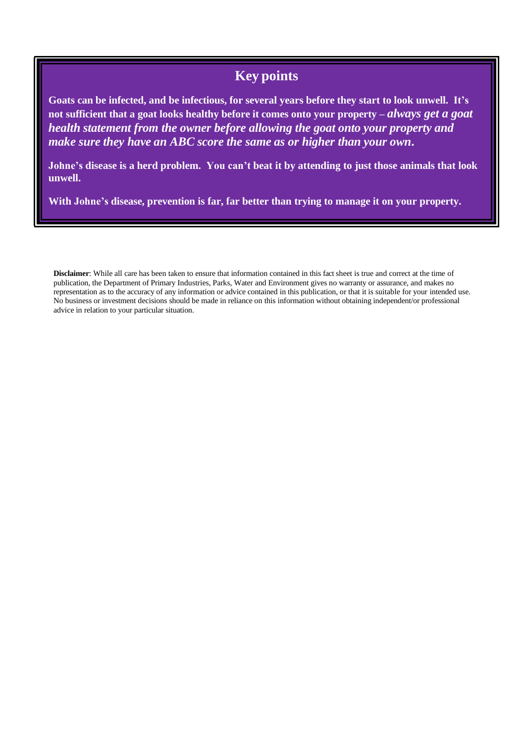## Key points

**Goats can be infected, and be infectious, for several years before they start to look unwell. It's not sufficient that a goat looks healthy before it comes onto your property –** ***always get a goat health statement from the owner before allowing the goat onto your property and make sure they have an ABC score the same as or higher than your own*****.**

**Johne's disease is a herd problem. You can't beat it by attending to just those animals that look unwell.**

**With Johne's disease, prevention is far, far better than trying to manage it on your property.**

**Disclaimer**: While all care has been taken to ensure that information contained in this fact sheet is true and correct at the time of publication, the Department of Primary Industries, Parks, Water and Environment gives no warranty or assurance, and makes no representation as to the accuracy of any information or advice contained in this publication, or that it is suitable for your intended use. No business or investment decisions should be made in reliance on this information without obtaining independent/or professional advice in relation to your particular situation.